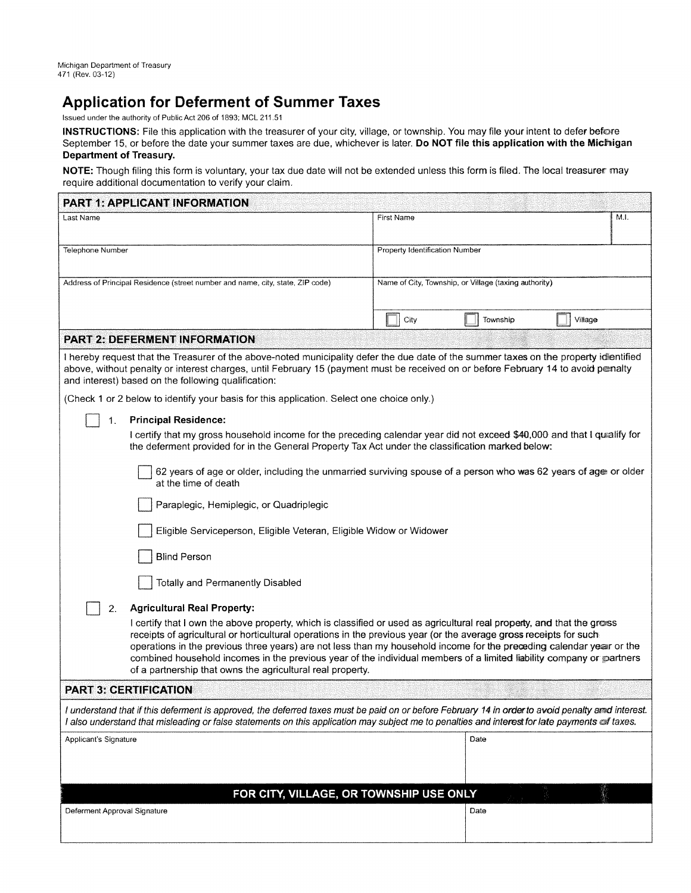Michigan Department of Treasury
471 (Rev. 03-12)

# Application for Deferment of Summer Taxes

Issued under the authority of Public Act 206 of 1893; MCL 211.51

**INSTRUCTIONS:** File this application with the treasurer of your city, village, or township. You may file your intent to defer before September 15, or before the date your summer taxes are due, whichever is later. **Do NOT file this application with the Michigan Department of Treasury.**

**NOTE:** Though filing this form is voluntary, your tax due date will not be extended unless this form is filed. The local treasurer may require additional documentation to verify your claim.

## PART 1: APPLICANT INFORMATION

| Last Name | First Name | M.I. |
|---|---|---|
| | | |

| Telephone Number | Property Identification Number |
|---|---|
| | |

| Address of Principal Residence (street number and name, city, state, ZIP code) | Name of City, Township, or Village (taxing authority) |
|---|---|
| | ☐ City ☐ Township ☐ Village |

## PART 2: DEFERMENT INFORMATION

I hereby request that the Treasurer of the above-noted municipality defer the due date of the summer taxes on the property identified above, without penalty or interest charges, until February 15 (payment must be received on or before February 14 to avoid penalty and interest) based on the following qualification:

(Check 1 or 2 below to identify your basis for this application. Select one choice only.)

☐ 1. **Principal Residence:**
I certify that my gross household income for the preceding calendar year did not exceed $40,000 and that I qualify for the deferment provided for in the General Property Tax Act under the classification marked below:

- ☐ 62 years of age or older, including the unmarried surviving spouse of a person who was 62 years of age or older at the time of death
- ☐ Paraplegic, Hemiplegic, or Quadriplegic
- ☐ Eligible Serviceperson, Eligible Veteran, Eligible Widow or Widower
- ☐ Blind Person
- ☐ Totally and Permanently Disabled

☐ 2. **Agricultural Real Property:**
I certify that I own the above property, which is classified or used as agricultural real property, and that the gross receipts of agricultural or horticultural operations in the previous year (or the average gross receipts for such operations in the previous three years) are not less than my household income for the preceding calendar year or the combined household incomes in the previous year of the individual members of a limited liability company or partners of a partnership that owns the agricultural real property.

## PART 3: CERTIFICATION

*I understand that if this deferment is approved, the deferred taxes must be paid on or before February 14 in order to avoid penalty and interest. I also understand that misleading or false statements on this application may subject me to penalties and interest for late payments of taxes.*

| Applicant's Signature | Date |
|---|---|
| | |

### FOR CITY, VILLAGE, OR TOWNSHIP USE ONLY

| Deferment Approval Signature | Date |
|---|---|
| | |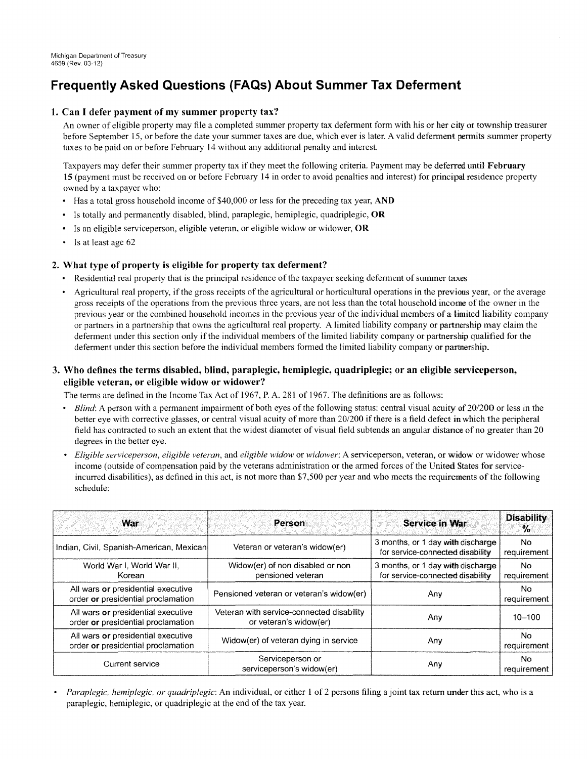Michigan Department of Treasury
4659 (Rev. 03-12)

# Frequently Asked Questions (FAQs) About Summer Tax Deferment

## 1. Can I defer payment of my summer property tax?

An owner of eligible property may file a completed summer property tax deferment form with his or her city or township treasurer before September 15, or before the date your summer taxes are due, which ever is later. A valid deferment permits summer property taxes to be paid on or before February 14 without any additional penalty and interest.

Taxpayers may defer their summer property tax if they meet the following criteria. Payment may be deferred until **February 15** (payment must be received on or before February 14 in order to avoid penalties and interest) for principal residence property owned by a taxpayer who:

- Has a total gross household income of $40,000 or less for the preceding tax year, **AND**
- Is totally and permanently disabled, blind, paraplegic, hemiplegic, quadriplegic, **OR**
- Is an eligible serviceperson, eligible veteran, or eligible widow or widower, **OR**
- Is at least age 62

## 2. What type of property is eligible for property tax deferment?

- Residential real property that is the principal residence of the taxpayer seeking deferment of summer taxes
- Agricultural real property, if the gross receipts of the agricultural or horticultural operations in the previous year, or the average gross receipts of the operations from the previous three years, are not less than the total household income of the owner in the previous year or the combined household incomes in the previous year of the individual members of a limited liability company or partners in a partnership that owns the agricultural real property. A limited liability company or partnership may claim the deferment under this section only if the individual members of the limited liability company or partnership qualified for the deferment under this section before the individual members formed the limited liability company or partnership.

## 3. Who defines the terms disabled, blind, paraplegic, hemiplegic, quadriplegic; or an eligible serviceperson, eligible veteran, or eligible widow or widower?

The terms are defined in the Income Tax Act of 1967, P. A. 281 of 1967. The definitions are as follows:

- *Blind*: A person with a permanent impairment of both eyes of the following status: central visual acuity of 20/200 or less in the better eye with corrective glasses, or central visual acuity of more than 20/200 if there is a field defect in which the peripheral field has contracted to such an extent that the widest diameter of visual field subtends an angular distance of no greater than 20 degrees in the better eye.
- *Eligible serviceperson, eligible veteran,* and *eligible widow* or *widower*: A serviceperson, veteran, or widow or widower whose income (outside of compensation paid by the veterans administration or the armed forces of the United States for service-incurred disabilities), as defined in this act, is not more than $7,500 per year and who meets the requirements of the following schedule:

| War | Person | Service in War | Disability % |
|---|---|---|---|
| Indian, Civil, Spanish-American, Mexican | Veteran or veteran's widow(er) | 3 months, or 1 day with discharge for service-connected disability | No requirement |
| World War I, World War II, Korean | Widow(er) of non disabled or non pensioned veteran | 3 months, or 1 day with discharge for service-connected disability | No requirement |
| All wars **or** presidential executive order **or** presidential proclamation | Pensioned veteran or veteran's widow(er) | Any | No requirement |
| All wars **or** presidential executive order **or** presidential proclamation | Veteran with service-connected disability or veteran's widow(er) | Any | 10–100 |
| All wars **or** presidential executive order **or** presidential proclamation | Widow(er) of veteran dying in service | Any | No requirement |
| Current service | Serviceperson or serviceperson's widow(er) | Any | No requirement |

- *Paraplegic, hemiplegic, or quadriplegic*: An individual, or either 1 of 2 persons filing a joint tax return under this act, who is a paraplegic, hemiplegic, or quadriplegic at the end of the tax year.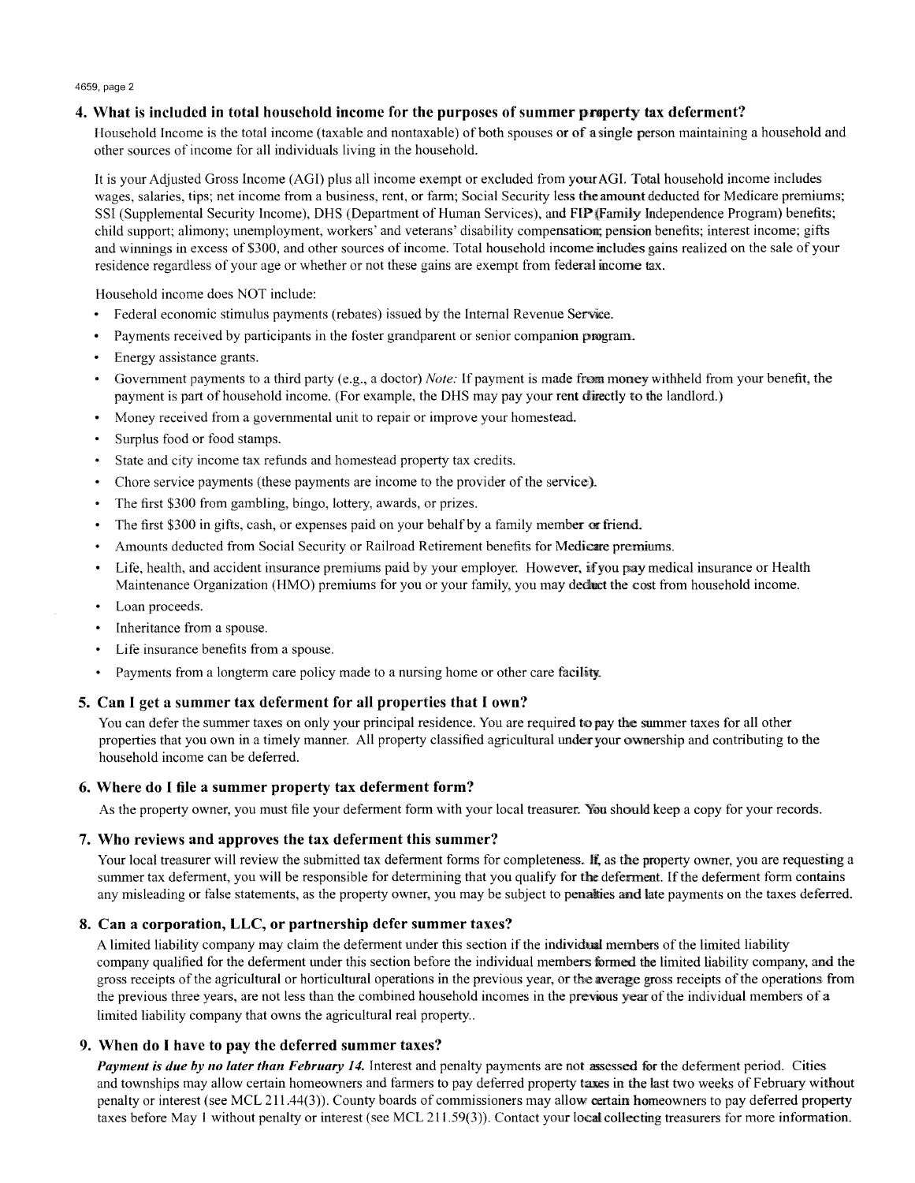## 4. What is included in total household income for the purposes of summer property tax deferment?

Household Income is the total income (taxable and nontaxable) of both spouses or of a single person maintaining a household and other sources of income for all individuals living in the household.

It is your Adjusted Gross Income (AGI) plus all income exempt or excluded from your AGI. Total household income includes wages, salaries, tips; net income from a business, rent, or farm; Social Security less the amount deducted for Medicare premiums; SSI (Supplemental Security Income), DHS (Department of Human Services), and FIP (Family Independence Program) benefits; child support; alimony; unemployment, workers' and veterans' disability compensation; pension benefits; interest income; gifts and winnings in excess of $300, and other sources of income. Total household income includes gains realized on the sale of your residence regardless of your age or whether or not these gains are exempt from federal income tax.

Household income does NOT include:

- Federal economic stimulus payments (rebates) issued by the Internal Revenue Service.
- Payments received by participants in the foster grandparent or senior companion program.
- Energy assistance grants.
- Government payments to a third party (e.g., a doctor) *Note:* If payment is made from money withheld from your benefit, the payment is part of household income. (For example, the DHS may pay your rent directly to the landlord.)
- Money received from a governmental unit to repair or improve your homestead.
- Surplus food or food stamps.
- State and city income tax refunds and homestead property tax credits.
- Chore service payments (these payments are income to the provider of the service).
- The first $300 from gambling, bingo, lottery, awards, or prizes.
- The first $300 in gifts, cash, or expenses paid on your behalf by a family member or friend.
- Amounts deducted from Social Security or Railroad Retirement benefits for Medicare premiums.
- Life, health, and accident insurance premiums paid by your employer. However, if you pay medical insurance or Health Maintenance Organization (HMO) premiums for you or your family, you may deduct the cost from household income.
- Loan proceeds.
- Inheritance from a spouse.
- Life insurance benefits from a spouse.
- Payments from a longterm care policy made to a nursing home or other care facility.

## 5. Can I get a summer tax deferment for all properties that I own?

You can defer the summer taxes on only your principal residence. You are required to pay the summer taxes for all other properties that you own in a timely manner. All property classified agricultural under your ownership and contributing to the household income can be deferred.

## 6. Where do I file a summer property tax deferment form?

As the property owner, you must file your deferment form with your local treasurer. You should keep a copy for your records.

## 7. Who reviews and approves the tax deferment this summer?

Your local treasurer will review the submitted tax deferment forms for completeness. If, as the property owner, you are requesting a summer tax deferment, you will be responsible for determining that you qualify for the deferment. If the deferment form contains any misleading or false statements, as the property owner, you may be subject to penalties and late payments on the taxes deferred.

## 8. Can a corporation, LLC, or partnership defer summer taxes?

A limited liability company may claim the deferment under this section if the individual members of the limited liability company qualified for the deferment under this section before the individual members formed the limited liability company, and the gross receipts of the agricultural or horticultural operations in the previous year, or the average gross receipts of the operations from the previous three years, are not less than the combined household incomes in the previous year of the individual members of a limited liability company that owns the agricultural real property..

## 9. When do I have to pay the deferred summer taxes?

***Payment is due by no later than February 14.*** Interest and penalty payments are not assessed for the deferment period. Cities and townships may allow certain homeowners and farmers to pay deferred property taxes in the last two weeks of February without penalty or interest (see MCL 211.44(3)). County boards of commissioners may allow certain homeowners to pay deferred property taxes before May 1 without penalty or interest (see MCL 211.59(3)). Contact your local collecting treasurers for more information.